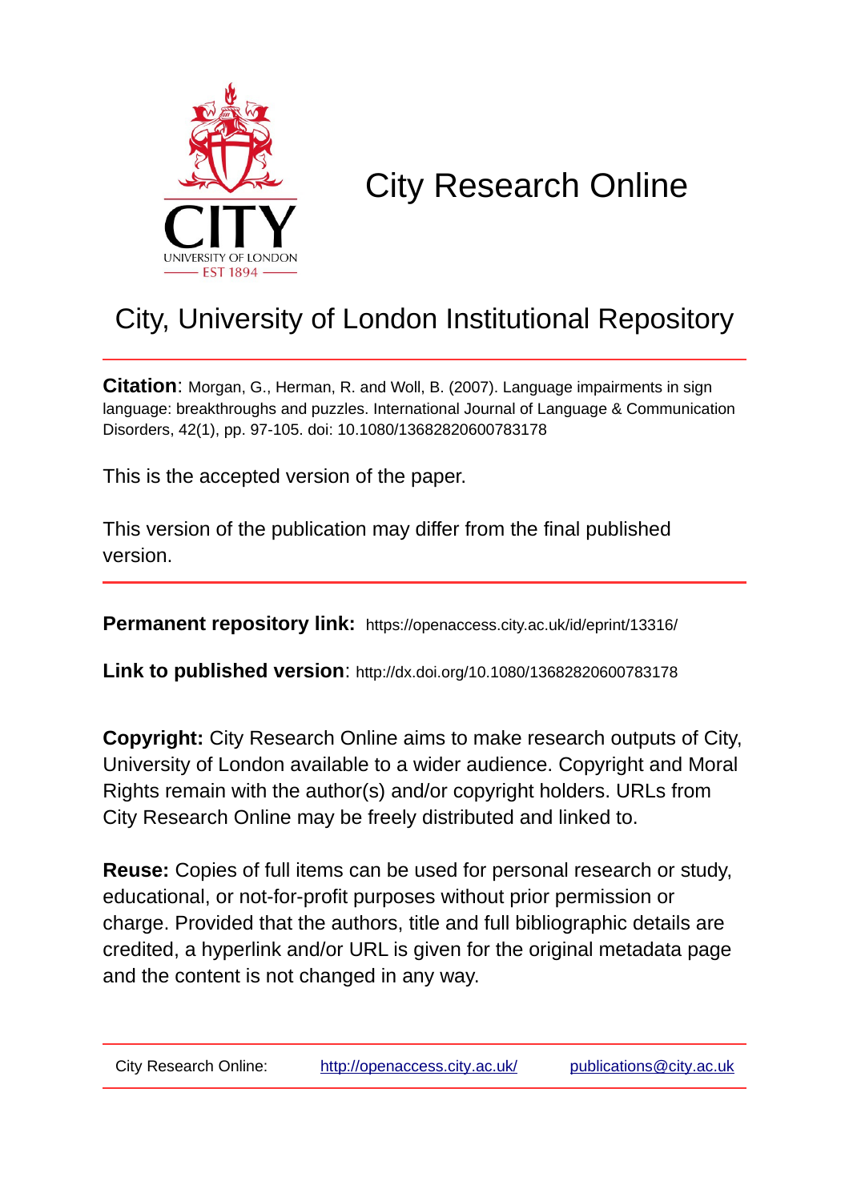# City Research Online

## City, University of London Institutional Repository

**Citation**: Morgan, G., Herman, R. and Woll, B. (2007). Language impairments in sign language: breakthroughs and puzzles. International Journal of Language & Communication Disorders, 42(1), pp. 97-105. doi: 10.1080/13682820600783178

This is the accepted version of the paper.

This version of the publication may differ from the final published version.

**Permanent repository link:** https://openaccess.city.ac.uk/id/eprint/13316/

**Link to published version**: http://dx.doi.org/10.1080/13682820600783178

**Copyright:** City Research Online aims to make research outputs of City, University of London available to a wider audience. Copyright and Moral Rights remain with the author(s) and/or copyright holders. URLs from City Research Online may be freely distributed and linked to.

**Reuse:** Copies of full items can be used for personal research or study, educational, or not-for-profit purposes without prior permission or charge. Provided that the authors, title and full bibliographic details are credited, a hyperlink and/or URL is given for the original metadata page and the content is not changed in any way.

City Research Online: http://openaccess.city.ac.uk/ publications@city.ac.uk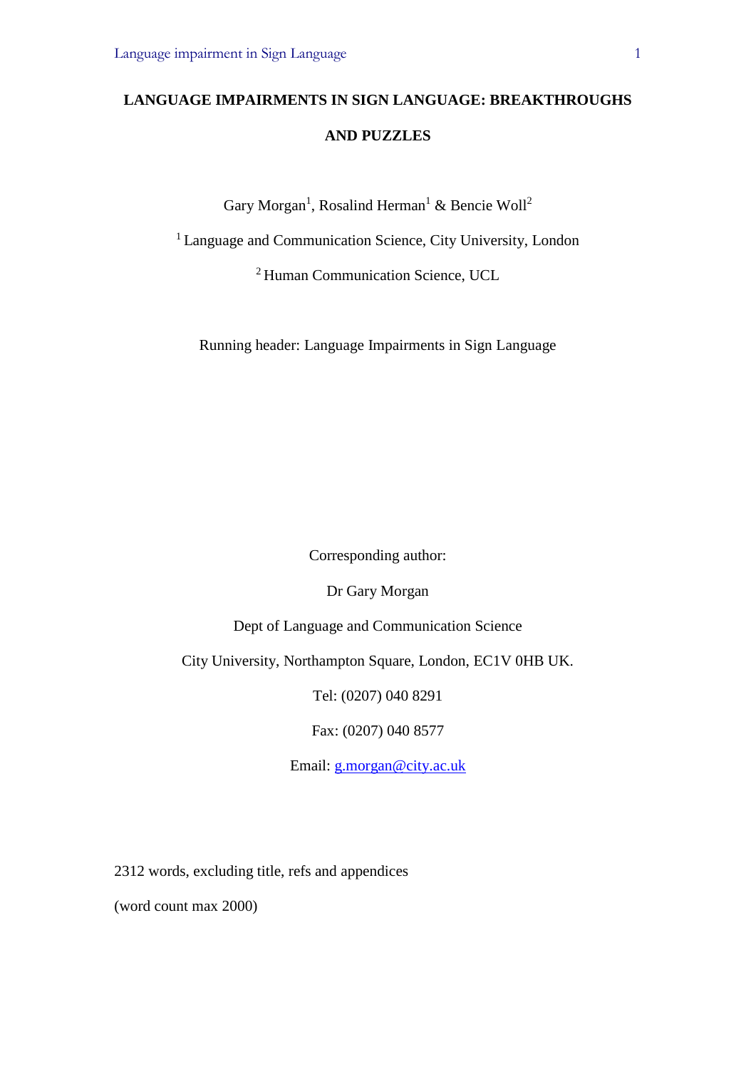# LANGUAGE IMPAIRMENTS IN SIGN LANGUAGE: BREAKTHROUGHS AND PUZZLES

Gary Morgan[1], Rosalind Herman[1] & Bencie Woll[2]

[1] Language and Communication Science, City University, London

[2] Human Communication Science, UCL

Running header: Language Impairments in Sign Language

Corresponding author:

Dr Gary Morgan

Dept of Language and Communication Science

City University, Northampton Square, London, EC1V 0HB UK.

Tel: (0207) 040 8291

Fax: (0207) 040 8577

Email: g.morgan@city.ac.uk

2312 words, excluding title, refs and appendices

(word count max 2000)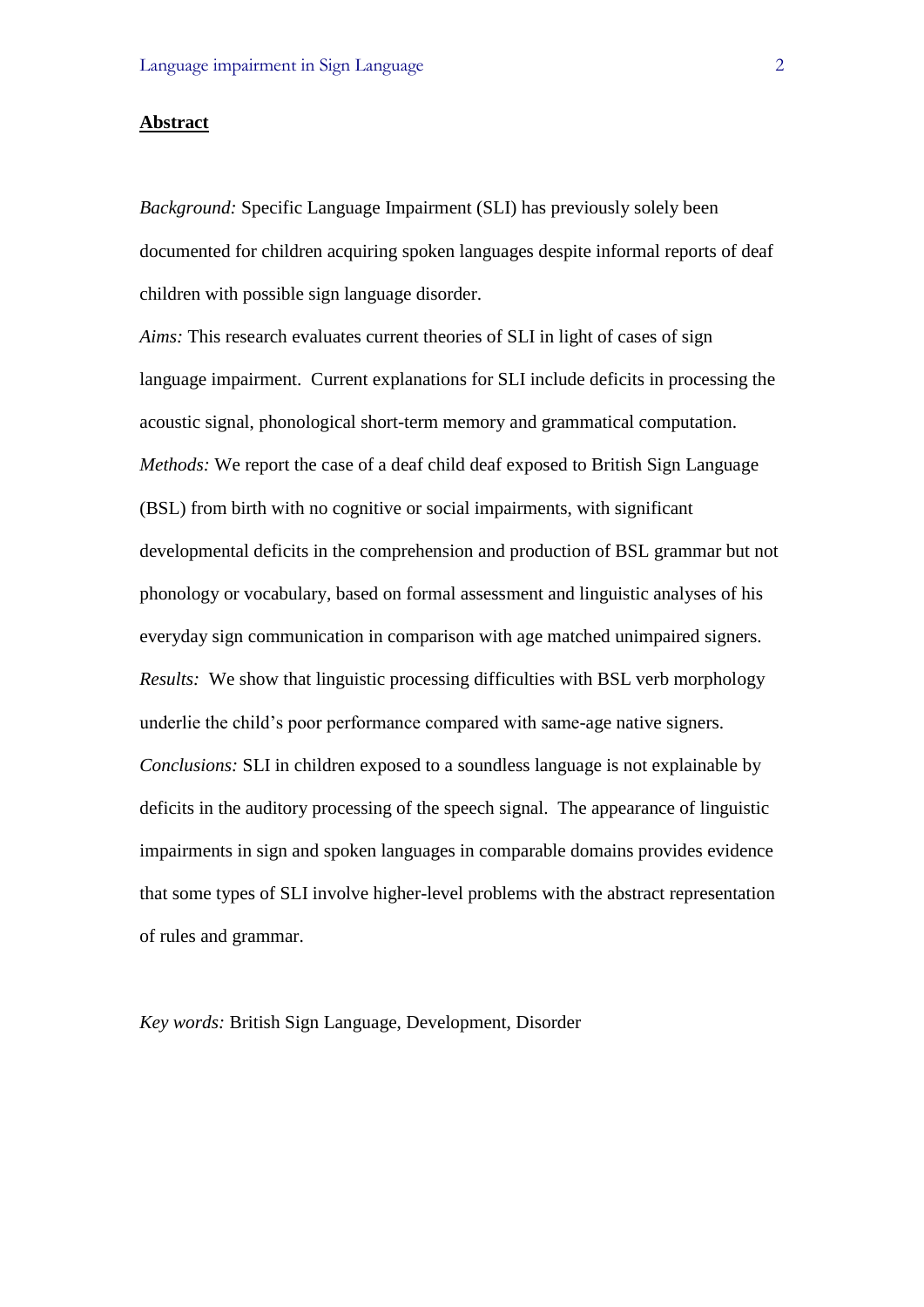## Abstract

*Background:* Specific Language Impairment (SLI) has previously solely been documented for children acquiring spoken languages despite informal reports of deaf children with possible sign language disorder.

*Aims:* This research evaluates current theories of SLI in light of cases of sign language impairment. Current explanations for SLI include deficits in processing the acoustic signal, phonological short-term memory and grammatical computation.

*Methods:* We report the case of a deaf child deaf exposed to British Sign Language (BSL) from birth with no cognitive or social impairments, with significant developmental deficits in the comprehension and production of BSL grammar but not phonology or vocabulary, based on formal assessment and linguistic analyses of his everyday sign communication in comparison with age matched unimpaired signers.

*Results:* We show that linguistic processing difficulties with BSL verb morphology underlie the child's poor performance compared with same-age native signers.

*Conclusions:* SLI in children exposed to a soundless language is not explainable by deficits in the auditory processing of the speech signal. The appearance of linguistic impairments in sign and spoken languages in comparable domains provides evidence that some types of SLI involve higher-level problems with the abstract representation of rules and grammar.

*Key words:* British Sign Language, Development, Disorder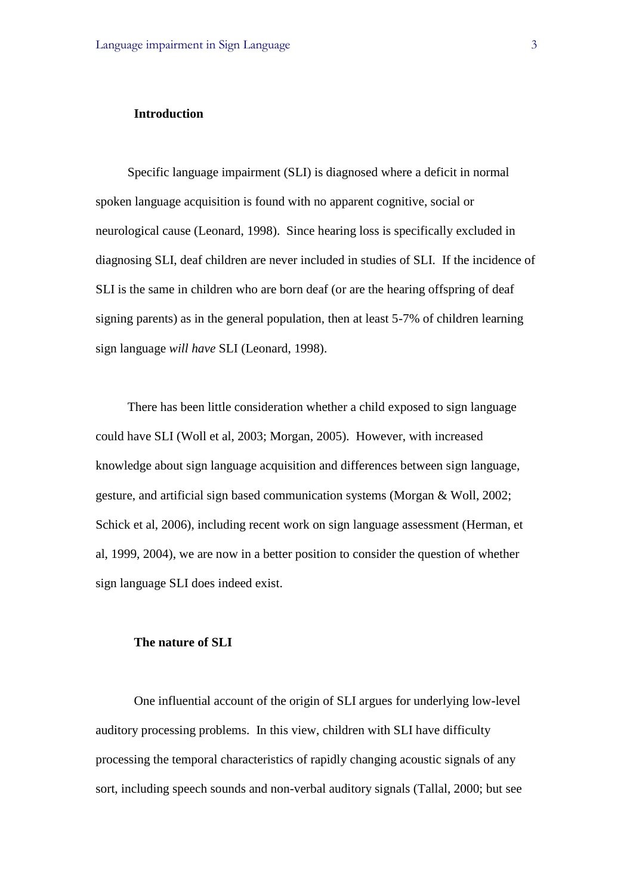## Introduction

Specific language impairment (SLI) is diagnosed where a deficit in normal spoken language acquisition is found with no apparent cognitive, social or neurological cause (Leonard, 1998). Since hearing loss is specifically excluded in diagnosing SLI, deaf children are never included in studies of SLI. If the incidence of SLI is the same in children who are born deaf (or are the hearing offspring of deaf signing parents) as in the general population, then at least 5-7% of children learning sign language *will have* SLI (Leonard, 1998).

There has been little consideration whether a child exposed to sign language could have SLI (Woll et al, 2003; Morgan, 2005). However, with increased knowledge about sign language acquisition and differences between sign language, gesture, and artificial sign based communication systems (Morgan & Woll, 2002; Schick et al, 2006), including recent work on sign language assessment (Herman, et al, 1999, 2004), we are now in a better position to consider the question of whether sign language SLI does indeed exist.

## The nature of SLI

One influential account of the origin of SLI argues for underlying low-level auditory processing problems. In this view, children with SLI have difficulty processing the temporal characteristics of rapidly changing acoustic signals of any sort, including speech sounds and non-verbal auditory signals (Tallal, 2000; but see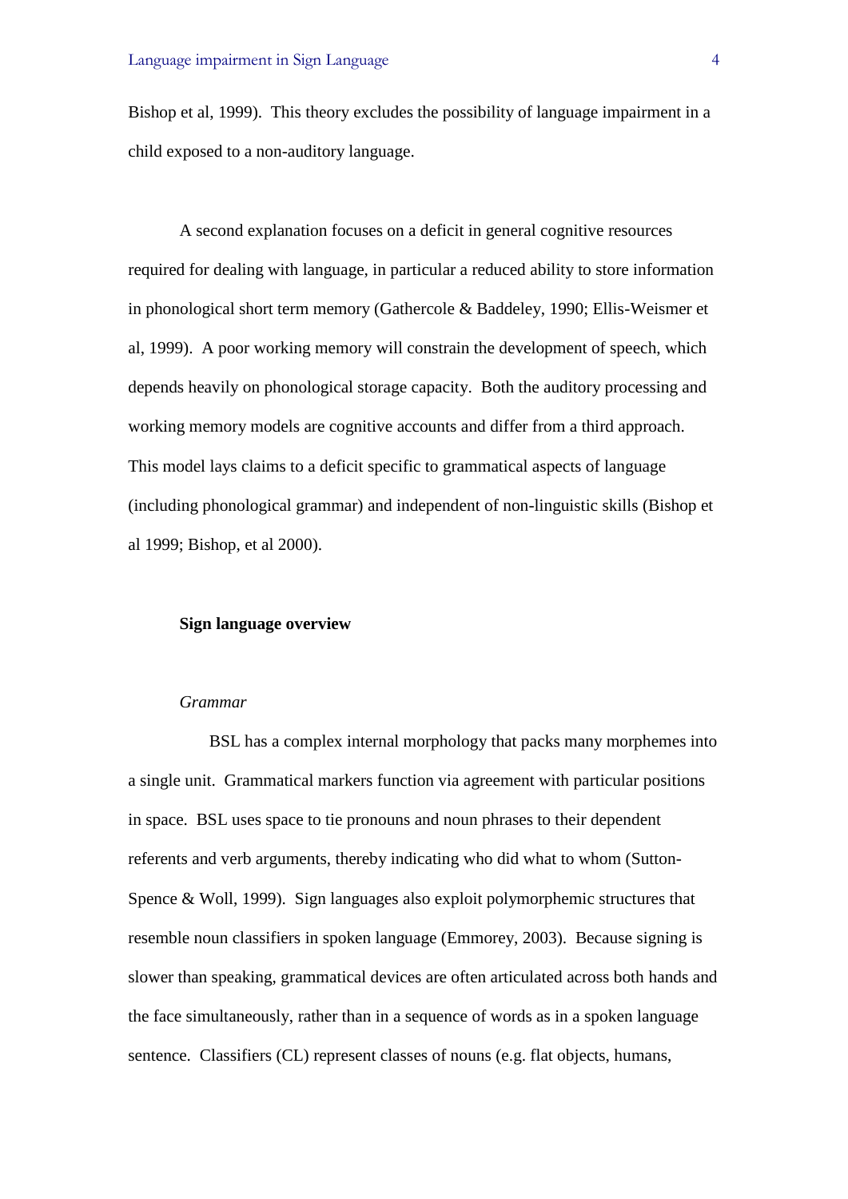Bishop et al, 1999). This theory excludes the possibility of language impairment in a child exposed to a non-auditory language.

A second explanation focuses on a deficit in general cognitive resources required for dealing with language, in particular a reduced ability to store information in phonological short term memory (Gathercole & Baddeley, 1990; Ellis-Weismer et al, 1999). A poor working memory will constrain the development of speech, which depends heavily on phonological storage capacity. Both the auditory processing and working memory models are cognitive accounts and differ from a third approach. This model lays claims to a deficit specific to grammatical aspects of language (including phonological grammar) and independent of non-linguistic skills (Bishop et al 1999; Bishop, et al 2000).

## Sign language overview

### *Grammar*

BSL has a complex internal morphology that packs many morphemes into a single unit. Grammatical markers function via agreement with particular positions in space. BSL uses space to tie pronouns and noun phrases to their dependent referents and verb arguments, thereby indicating who did what to whom (Sutton-Spence & Woll, 1999). Sign languages also exploit polymorphemic structures that resemble noun classifiers in spoken language (Emmorey, 2003). Because signing is slower than speaking, grammatical devices are often articulated across both hands and the face simultaneously, rather than in a sequence of words as in a spoken language sentence. Classifiers (CL) represent classes of nouns (e.g. flat objects, humans,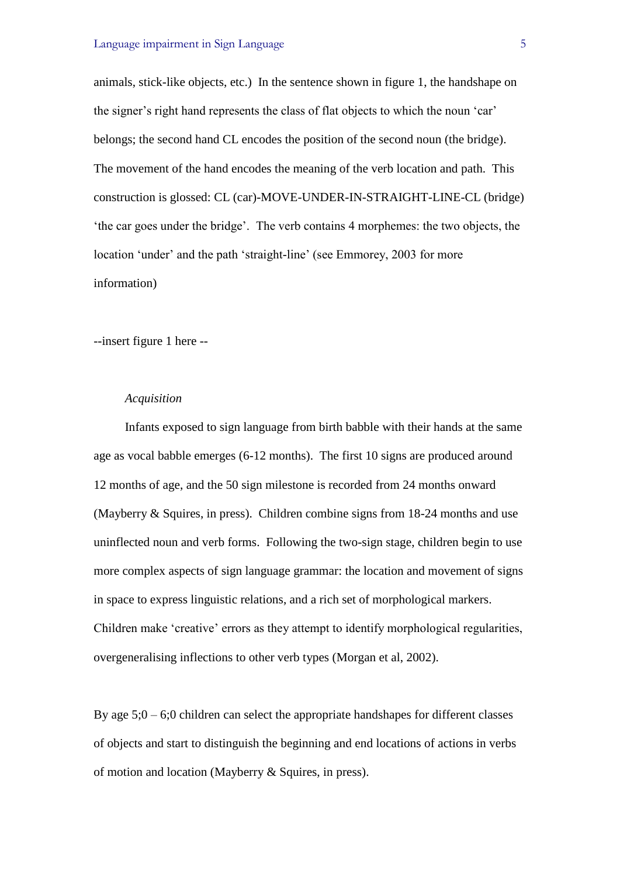animals, stick-like objects, etc.) In the sentence shown in figure 1, the handshape on the signer's right hand represents the class of flat objects to which the noun 'car' belongs; the second hand CL encodes the position of the second noun (the bridge). The movement of the hand encodes the meaning of the verb location and path. This construction is glossed: CL (car)-MOVE-UNDER-IN-STRAIGHT-LINE-CL (bridge) 'the car goes under the bridge'. The verb contains 4 morphemes: the two objects, the location 'under' and the path 'straight-line' (see Emmorey, 2003 for more information)

--insert figure 1 here --

*Acquisition*

Infants exposed to sign language from birth babble with their hands at the same age as vocal babble emerges (6-12 months). The first 10 signs are produced around 12 months of age, and the 50 sign milestone is recorded from 24 months onward (Mayberry & Squires, in press). Children combine signs from 18-24 months and use uninflected noun and verb forms. Following the two-sign stage, children begin to use more complex aspects of sign language grammar: the location and movement of signs in space to express linguistic relations, and a rich set of morphological markers. Children make 'creative' errors as they attempt to identify morphological regularities, overgeneralising inflections to other verb types (Morgan et al, 2002).

By age 5;0 – 6;0 children can select the appropriate handshapes for different classes of objects and start to distinguish the beginning and end locations of actions in verbs of motion and location (Mayberry & Squires, in press).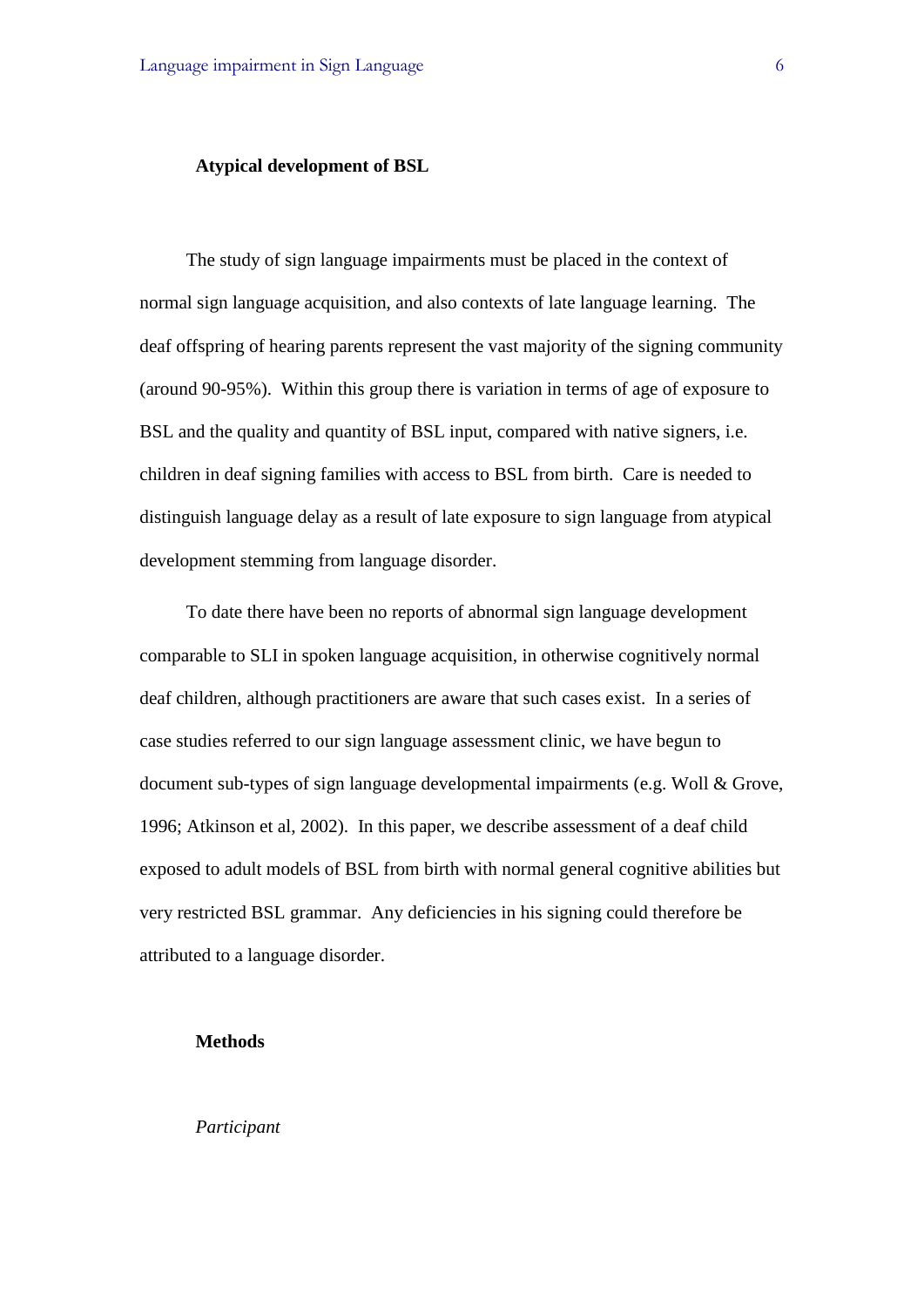## Atypical development of BSL

The study of sign language impairments must be placed in the context of normal sign language acquisition, and also contexts of late language learning. The deaf offspring of hearing parents represent the vast majority of the signing community (around 90-95%). Within this group there is variation in terms of age of exposure to BSL and the quality and quantity of BSL input, compared with native signers, i.e. children in deaf signing families with access to BSL from birth. Care is needed to distinguish language delay as a result of late exposure to sign language from atypical development stemming from language disorder.

To date there have been no reports of abnormal sign language development comparable to SLI in spoken language acquisition, in otherwise cognitively normal deaf children, although practitioners are aware that such cases exist. In a series of case studies referred to our sign language assessment clinic, we have begun to document sub-types of sign language developmental impairments (e.g. Woll & Grove, 1996; Atkinson et al, 2002). In this paper, we describe assessment of a deaf child exposed to adult models of BSL from birth with normal general cognitive abilities but very restricted BSL grammar. Any deficiencies in his signing could therefore be attributed to a language disorder.

## Methods

### *Participant*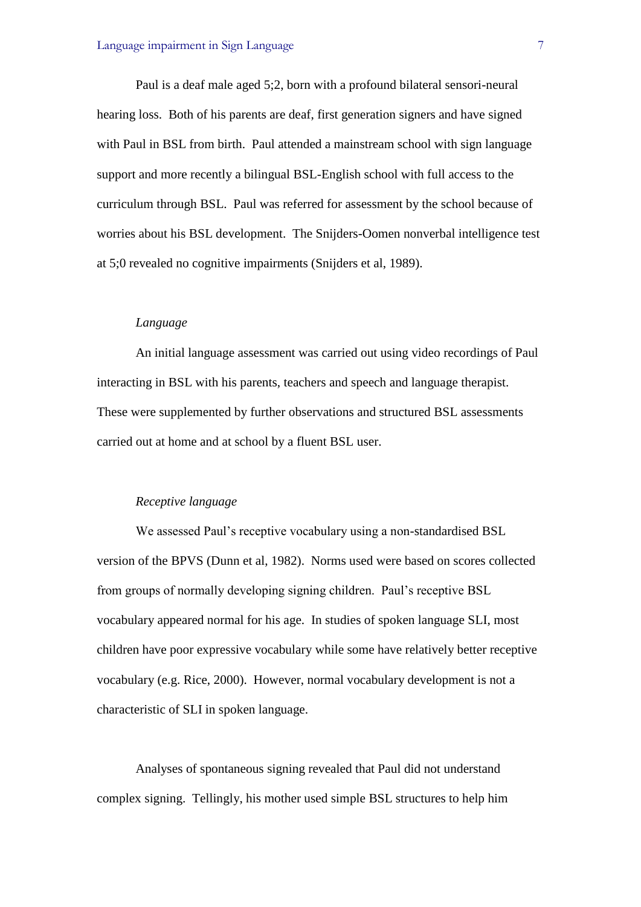Paul is a deaf male aged 5;2, born with a profound bilateral sensori-neural hearing loss. Both of his parents are deaf, first generation signers and have signed with Paul in BSL from birth. Paul attended a mainstream school with sign language support and more recently a bilingual BSL-English school with full access to the curriculum through BSL. Paul was referred for assessment by the school because of worries about his BSL development. The Snijders-Oomen nonverbal intelligence test at 5;0 revealed no cognitive impairments (Snijders et al, 1989).

*Language*

An initial language assessment was carried out using video recordings of Paul interacting in BSL with his parents, teachers and speech and language therapist. These were supplemented by further observations and structured BSL assessments carried out at home and at school by a fluent BSL user.

*Receptive language*

We assessed Paul's receptive vocabulary using a non-standardised BSL version of the BPVS (Dunn et al, 1982). Norms used were based on scores collected from groups of normally developing signing children. Paul's receptive BSL vocabulary appeared normal for his age. In studies of spoken language SLI, most children have poor expressive vocabulary while some have relatively better receptive vocabulary (e.g. Rice, 2000). However, normal vocabulary development is not a characteristic of SLI in spoken language.

Analyses of spontaneous signing revealed that Paul did not understand complex signing. Tellingly, his mother used simple BSL structures to help him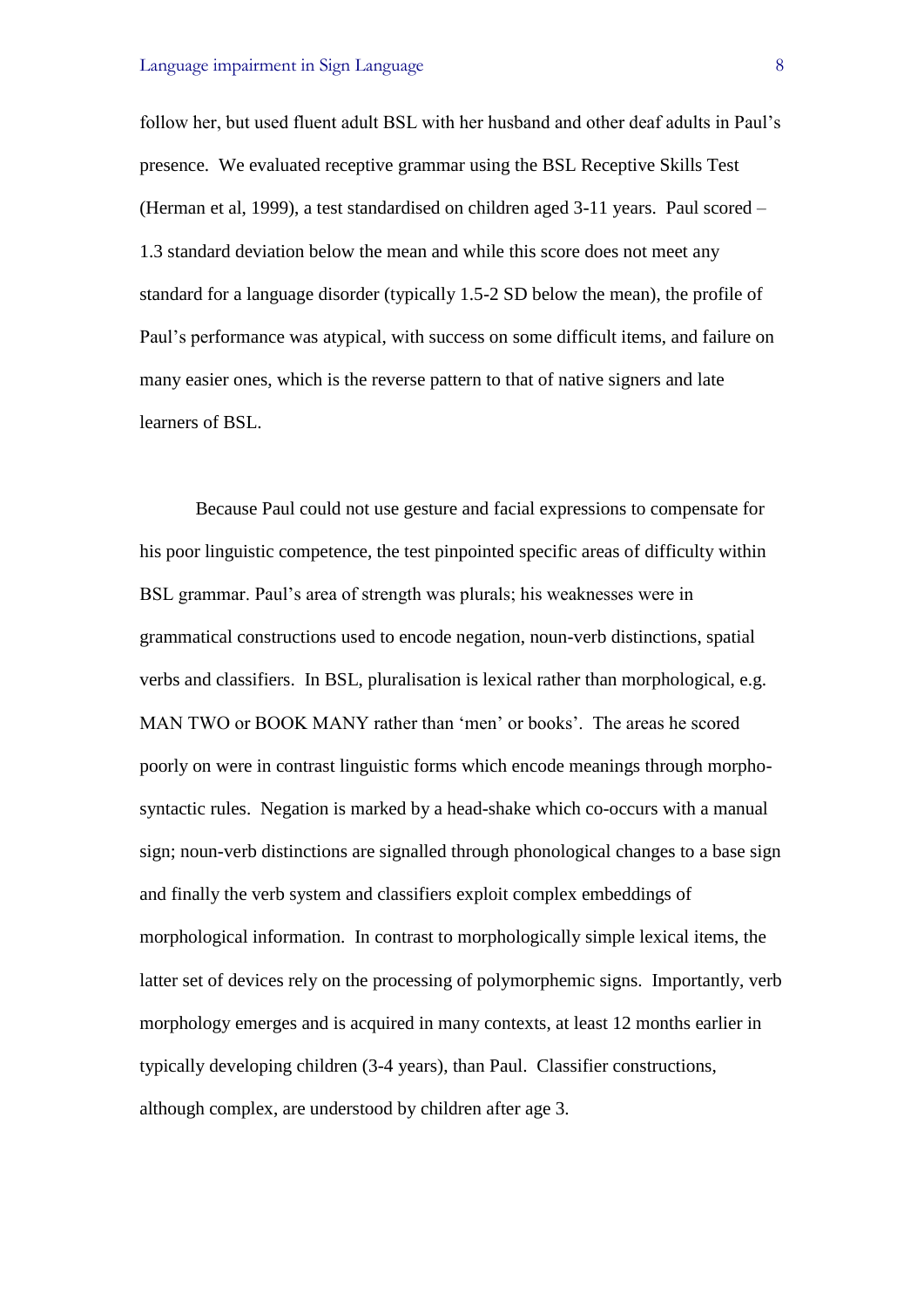follow her, but used fluent adult BSL with her husband and other deaf adults in Paul's presence. We evaluated receptive grammar using the BSL Receptive Skills Test (Herman et al, 1999), a test standardised on children aged 3-11 years. Paul scored –1.3 standard deviation below the mean and while this score does not meet any standard for a language disorder (typically 1.5-2 SD below the mean), the profile of Paul's performance was atypical, with success on some difficult items, and failure on many easier ones, which is the reverse pattern to that of native signers and late learners of BSL.

Because Paul could not use gesture and facial expressions to compensate for his poor linguistic competence, the test pinpointed specific areas of difficulty within BSL grammar. Paul's area of strength was plurals; his weaknesses were in grammatical constructions used to encode negation, noun-verb distinctions, spatial verbs and classifiers. In BSL, pluralisation is lexical rather than morphological, e.g. MAN TWO or BOOK MANY rather than 'men' or books'. The areas he scored poorly on were in contrast linguistic forms which encode meanings through morpho-syntactic rules. Negation is marked by a head-shake which co-occurs with a manual sign; noun-verb distinctions are signalled through phonological changes to a base sign and finally the verb system and classifiers exploit complex embeddings of morphological information. In contrast to morphologically simple lexical items, the latter set of devices rely on the processing of polymorphemic signs. Importantly, verb morphology emerges and is acquired in many contexts, at least 12 months earlier in typically developing children (3-4 years), than Paul. Classifier constructions, although complex, are understood by children after age 3.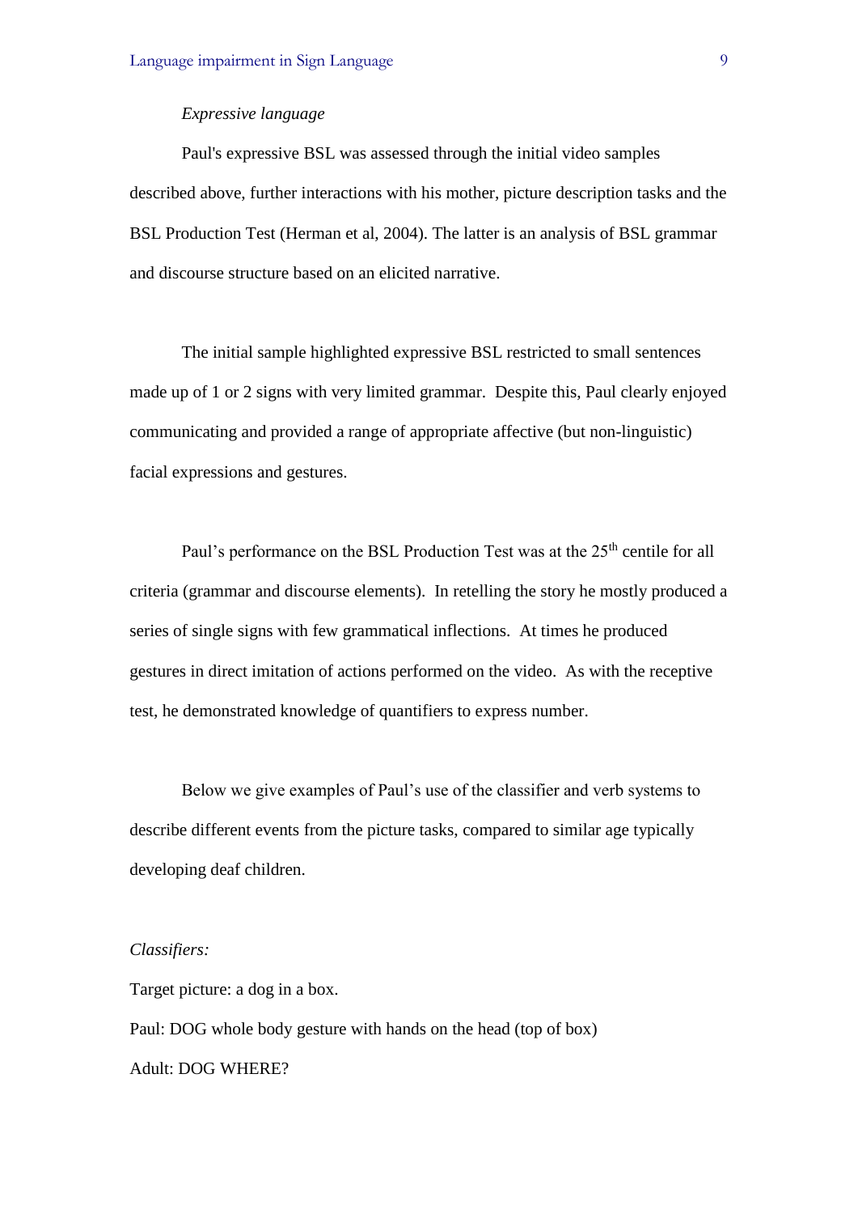*Expressive language*

Paul's expressive BSL was assessed through the initial video samples described above, further interactions with his mother, picture description tasks and the BSL Production Test (Herman et al, 2004). The latter is an analysis of BSL grammar and discourse structure based on an elicited narrative.

The initial sample highlighted expressive BSL restricted to small sentences made up of 1 or 2 signs with very limited grammar. Despite this, Paul clearly enjoyed communicating and provided a range of appropriate affective (but non-linguistic) facial expressions and gestures.

Paul's performance on the BSL Production Test was at the 25th centile for all criteria (grammar and discourse elements). In retelling the story he mostly produced a series of single signs with few grammatical inflections. At times he produced gestures in direct imitation of actions performed on the video. As with the receptive test, he demonstrated knowledge of quantifiers to express number.

Below we give examples of Paul's use of the classifier and verb systems to describe different events from the picture tasks, compared to similar age typically developing deaf children.

*Classifiers:*

Target picture: a dog in a box.

Paul: DOG whole body gesture with hands on the head (top of box)

Adult: DOG WHERE?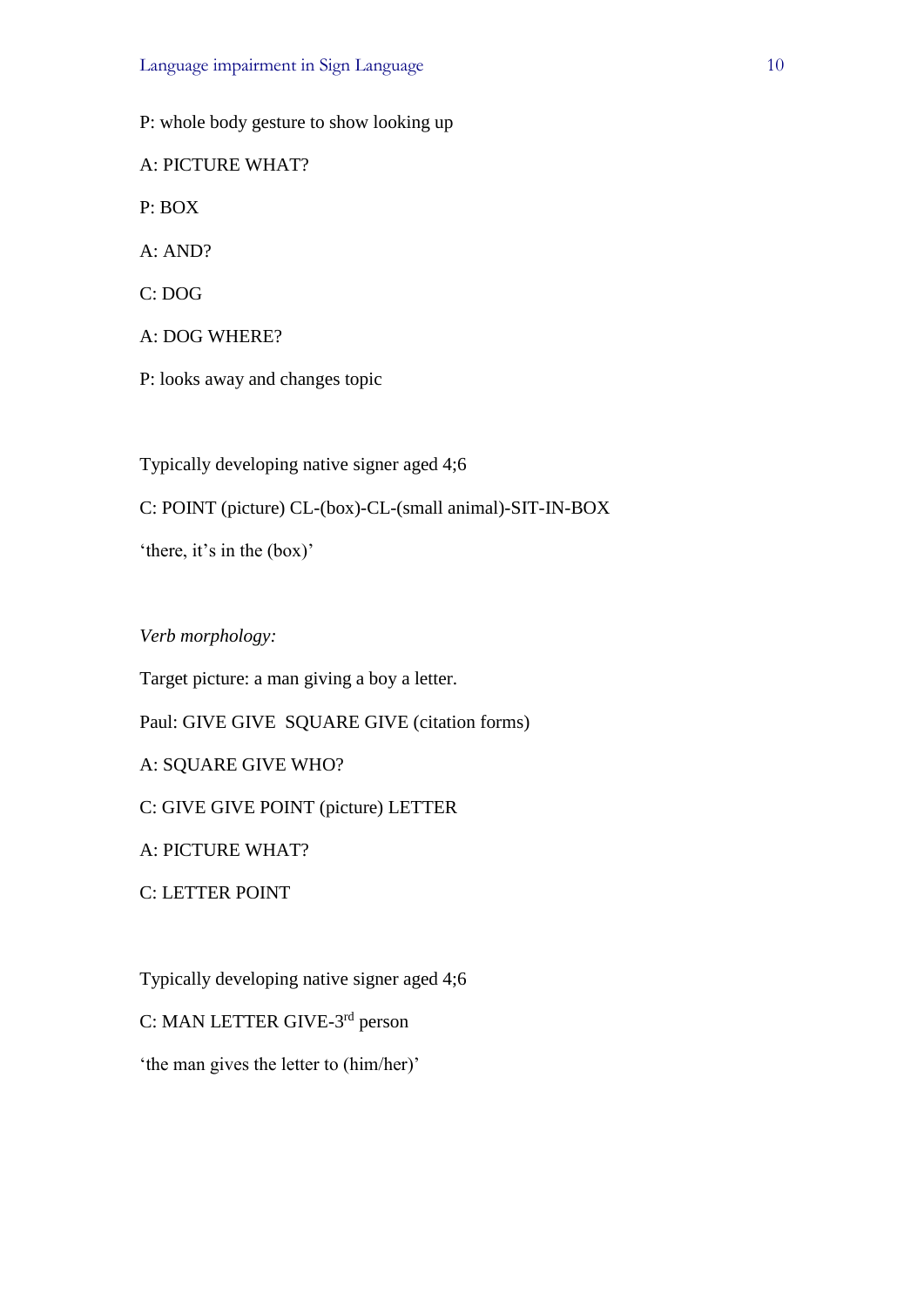P: whole body gesture to show looking up

A: PICTURE WHAT?

P: BOX

A: AND?

C: DOG

A: DOG WHERE?

P: looks away and changes topic

Typically developing native signer aged 4;6

C: POINT (picture) CL-(box)-CL-(small animal)-SIT-IN-BOX

'there, it's in the (box)'

*Verb morphology:*

Target picture: a man giving a boy a letter.

Paul: GIVE GIVE  SQUARE GIVE (citation forms)

A: SQUARE GIVE WHO?

C: GIVE GIVE POINT (picture) LETTER

A: PICTURE WHAT?

C: LETTER POINT

Typically developing native signer aged 4;6

C: MAN LETTER GIVE-3rd person

'the man gives the letter to (him/her)'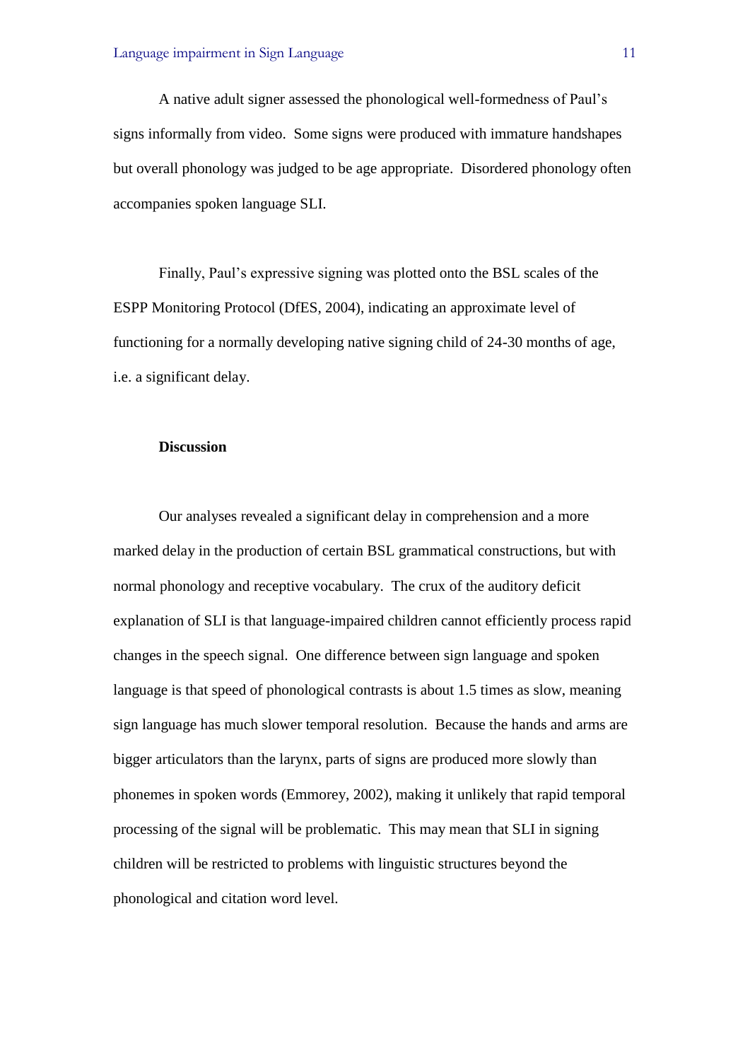A native adult signer assessed the phonological well-formedness of Paul's signs informally from video. Some signs were produced with immature handshapes but overall phonology was judged to be age appropriate. Disordered phonology often accompanies spoken language SLI.

Finally, Paul's expressive signing was plotted onto the BSL scales of the ESPP Monitoring Protocol (DfES, 2004), indicating an approximate level of functioning for a normally developing native signing child of 24-30 months of age, i.e. a significant delay.

## Discussion

Our analyses revealed a significant delay in comprehension and a more marked delay in the production of certain BSL grammatical constructions, but with normal phonology and receptive vocabulary. The crux of the auditory deficit explanation of SLI is that language-impaired children cannot efficiently process rapid changes in the speech signal. One difference between sign language and spoken language is that speed of phonological contrasts is about 1.5 times as slow, meaning sign language has much slower temporal resolution. Because the hands and arms are bigger articulators than the larynx, parts of signs are produced more slowly than phonemes in spoken words (Emmorey, 2002), making it unlikely that rapid temporal processing of the signal will be problematic. This may mean that SLI in signing children will be restricted to problems with linguistic structures beyond the phonological and citation word level.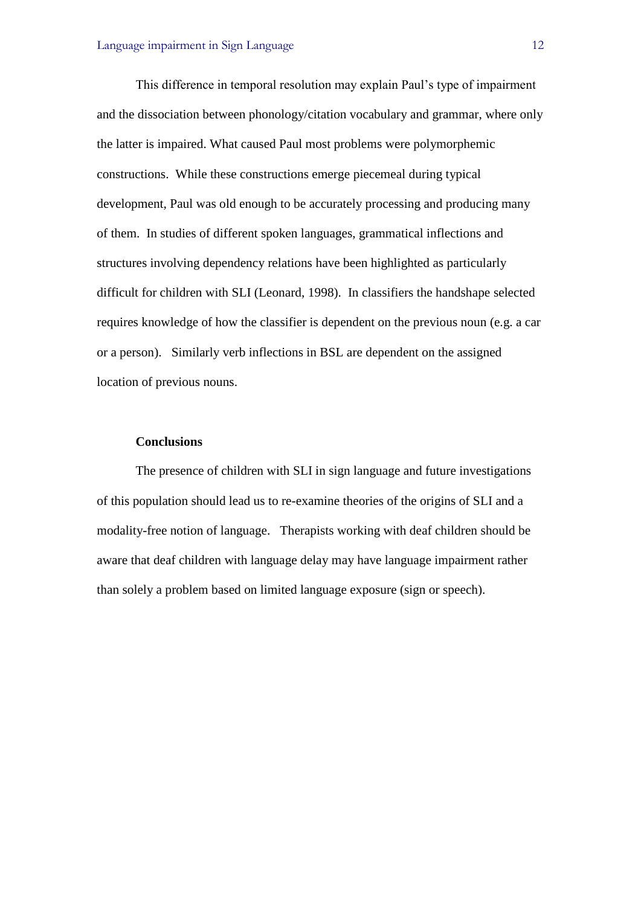This difference in temporal resolution may explain Paul's type of impairment and the dissociation between phonology/citation vocabulary and grammar, where only the latter is impaired. What caused Paul most problems were polymorphemic constructions. While these constructions emerge piecemeal during typical development, Paul was old enough to be accurately processing and producing many of them. In studies of different spoken languages, grammatical inflections and structures involving dependency relations have been highlighted as particularly difficult for children with SLI (Leonard, 1998). In classifiers the handshape selected requires knowledge of how the classifier is dependent on the previous noun (e.g. a car or a person). Similarly verb inflections in BSL are dependent on the assigned location of previous nouns.

## Conclusions

The presence of children with SLI in sign language and future investigations of this population should lead us to re-examine theories of the origins of SLI and a modality-free notion of language. Therapists working with deaf children should be aware that deaf children with language delay may have language impairment rather than solely a problem based on limited language exposure (sign or speech).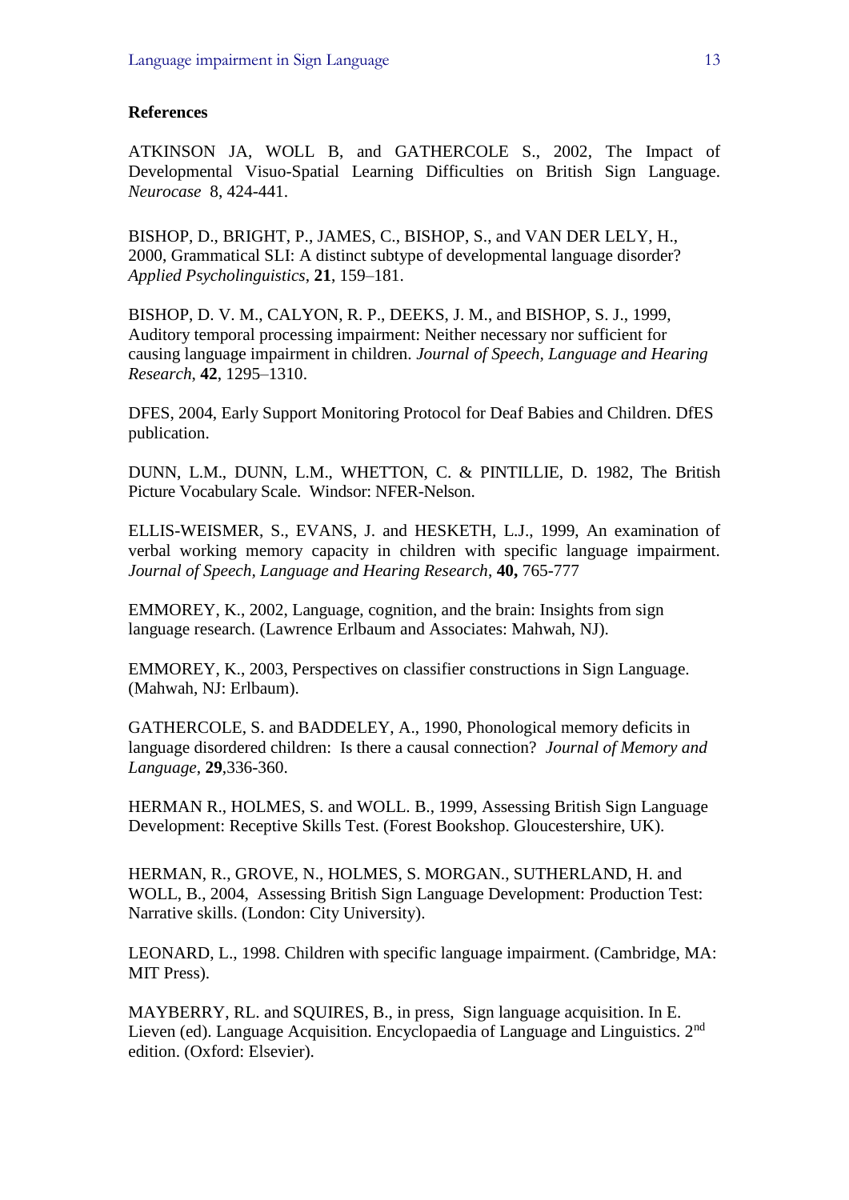**References**

ATKINSON JA, WOLL B, and GATHERCOLE S., 2002, The Impact of Developmental Visuo-Spatial Learning Difficulties on British Sign Language. *Neurocase* 8, 424-441.

BISHOP, D., BRIGHT, P., JAMES, C., BISHOP, S., and VAN DER LELY, H., 2000, Grammatical SLI: A distinct subtype of developmental language disorder? *Applied Psycholinguistics*, **21**, 159–181.

BISHOP, D. V. M., CALYON, R. P., DEEKS, J. M., and BISHOP, S. J., 1999, Auditory temporal processing impairment: Neither necessary nor sufficient for causing language impairment in children. *Journal of Speech, Language and Hearing Research*, **42**, 1295–1310.

DFES, 2004, Early Support Monitoring Protocol for Deaf Babies and Children. DfES publication.

DUNN, L.M., DUNN, L.M., WHETTON, C. & PINTILLIE, D. 1982, The British Picture Vocabulary Scale. Windsor: NFER-Nelson.

ELLIS-WEISMER, S., EVANS, J. and HESKETH, L.J., 1999, An examination of verbal working memory capacity in children with specific language impairment. *Journal of Speech, Language and Hearing Research*, **40,** 765-777

EMMOREY, K., 2002, Language, cognition, and the brain: Insights from sign language research. (Lawrence Erlbaum and Associates: Mahwah, NJ).

EMMOREY, K., 2003, Perspectives on classifier constructions in Sign Language. (Mahwah, NJ: Erlbaum).

GATHERCOLE, S. and BADDELEY, A., 1990, Phonological memory deficits in language disordered children: Is there a causal connection? *Journal of Memory and Language*, **29**,336-360.

HERMAN R., HOLMES, S. and WOLL. B., 1999, Assessing British Sign Language Development: Receptive Skills Test. (Forest Bookshop. Gloucestershire, UK).

HERMAN, R., GROVE, N., HOLMES, S. MORGAN., SUTHERLAND, H. and WOLL, B., 2004, Assessing British Sign Language Development: Production Test: Narrative skills. (London: City University).

LEONARD, L., 1998. Children with specific language impairment. (Cambridge, MA: MIT Press).

MAYBERRY, RL. and SQUIRES, B., in press, Sign language acquisition. In E. Lieven (ed). Language Acquisition. Encyclopaedia of Language and Linguistics. 2nd edition. (Oxford: Elsevier).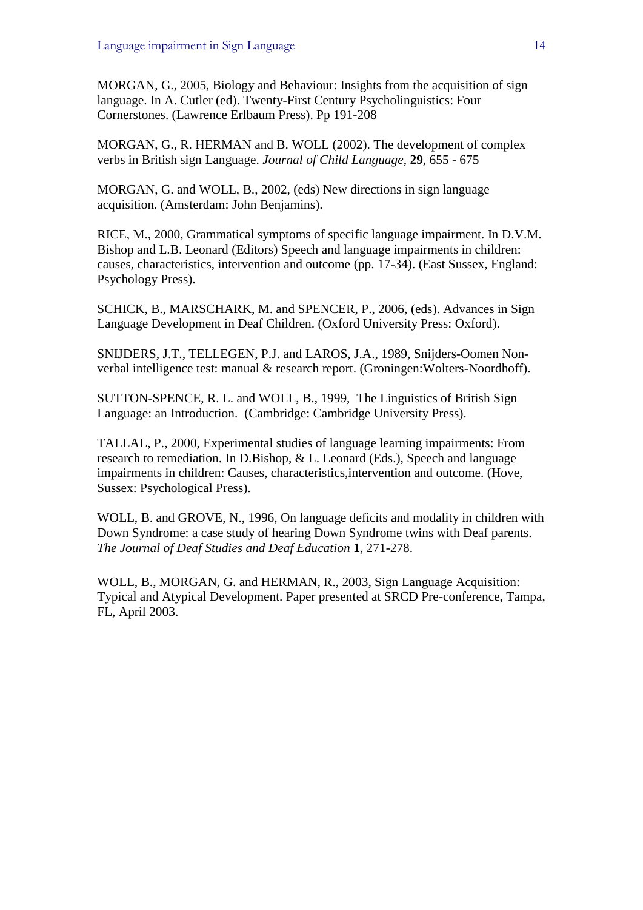MORGAN, G., 2005, Biology and Behaviour: Insights from the acquisition of sign language. In A. Cutler (ed). Twenty-First Century Psycholinguistics: Four Cornerstones. (Lawrence Erlbaum Press). Pp 191-208

MORGAN, G., R. HERMAN and B. WOLL (2002). The development of complex verbs in British sign Language. *Journal of Child Language*, **29**, 655 - 675

MORGAN, G. and WOLL, B., 2002, (eds) New directions in sign language acquisition. (Amsterdam: John Benjamins).

RICE, M., 2000, Grammatical symptoms of specific language impairment. In D.V.M. Bishop and L.B. Leonard (Editors) Speech and language impairments in children: causes, characteristics, intervention and outcome (pp. 17-34). (East Sussex, England: Psychology Press).

SCHICK, B., MARSCHARK, M. and SPENCER, P., 2006, (eds). Advances in Sign Language Development in Deaf Children. (Oxford University Press: Oxford).

SNIJDERS, J.T., TELLEGEN, P.J. and LAROS, J.A., 1989, Snijders-Oomen Non-verbal intelligence test: manual & research report. (Groningen:Wolters-Noordhoff).

SUTTON-SPENCE, R. L. and WOLL, B., 1999, The Linguistics of British Sign Language: an Introduction. (Cambridge: Cambridge University Press).

TALLAL, P., 2000, Experimental studies of language learning impairments: From research to remediation. In D.Bishop, & L. Leonard (Eds.), Speech and language impairments in children: Causes, characteristics,intervention and outcome. (Hove, Sussex: Psychological Press).

WOLL, B. and GROVE, N., 1996, On language deficits and modality in children with Down Syndrome: a case study of hearing Down Syndrome twins with Deaf parents. *The Journal of Deaf Studies and Deaf Education* **1**, 271-278.

WOLL, B., MORGAN, G. and HERMAN, R., 2003, Sign Language Acquisition: Typical and Atypical Development. Paper presented at SRCD Pre-conference, Tampa, FL, April 2003.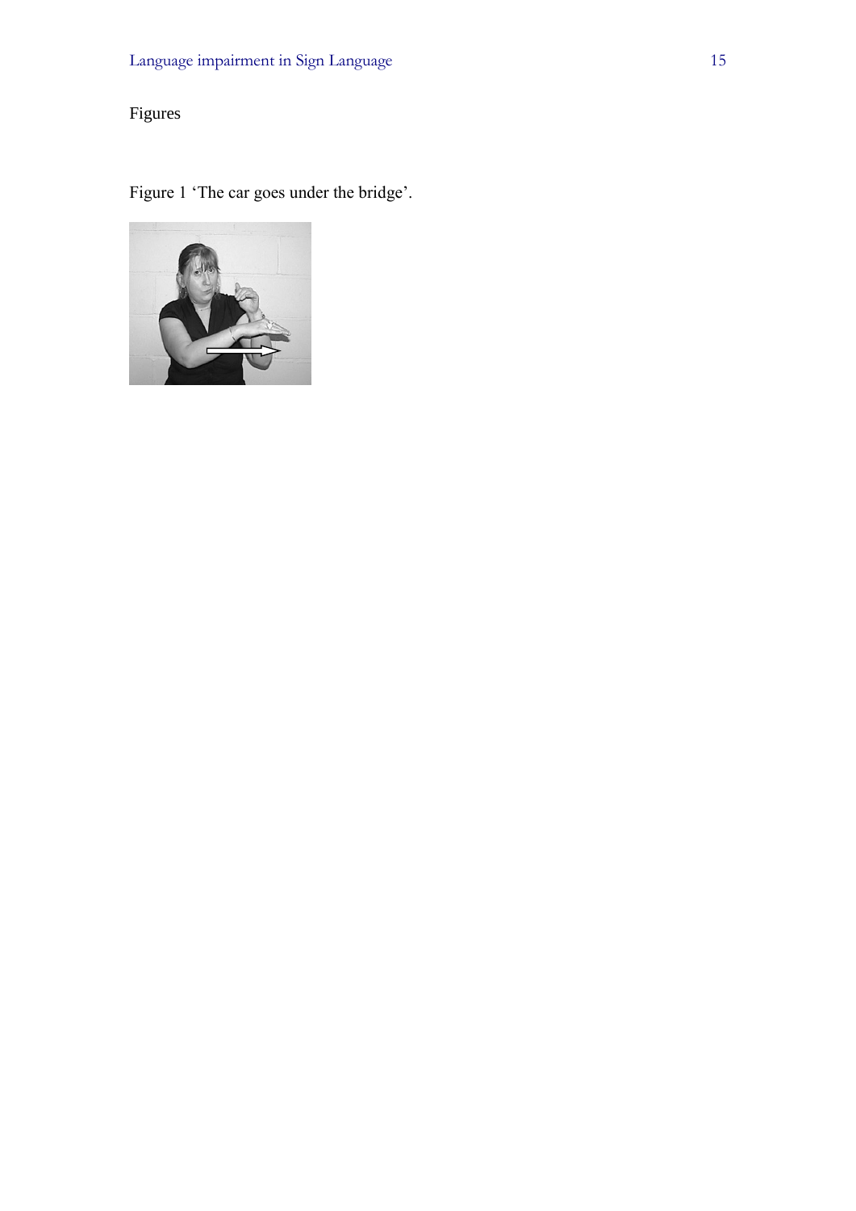Figures

Figure 1 'The car goes under the bridge'.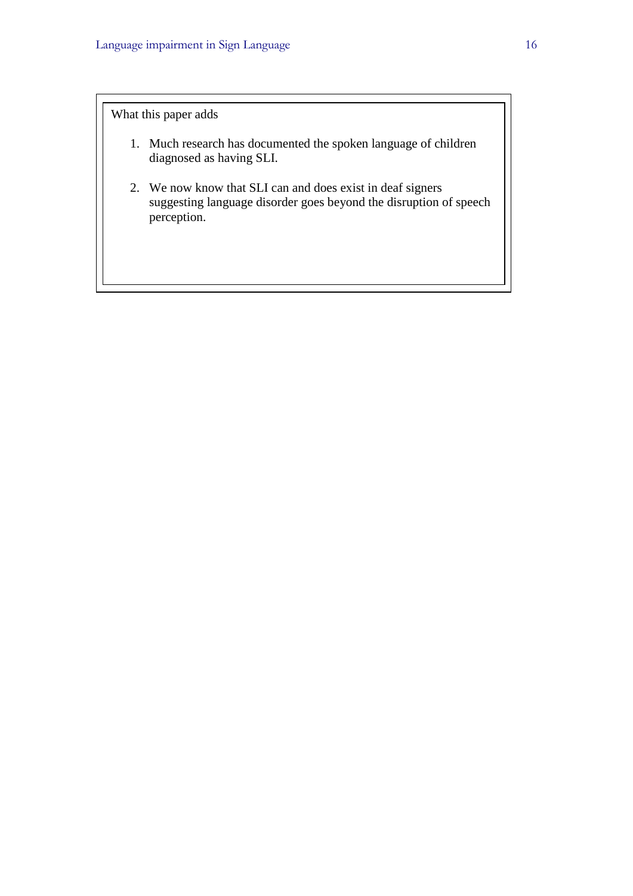What this paper adds

1. Much research has documented the spoken language of children diagnosed as having SLI.

2. We now know that SLI can and does exist in deaf signers suggesting language disorder goes beyond the disruption of speech perception.